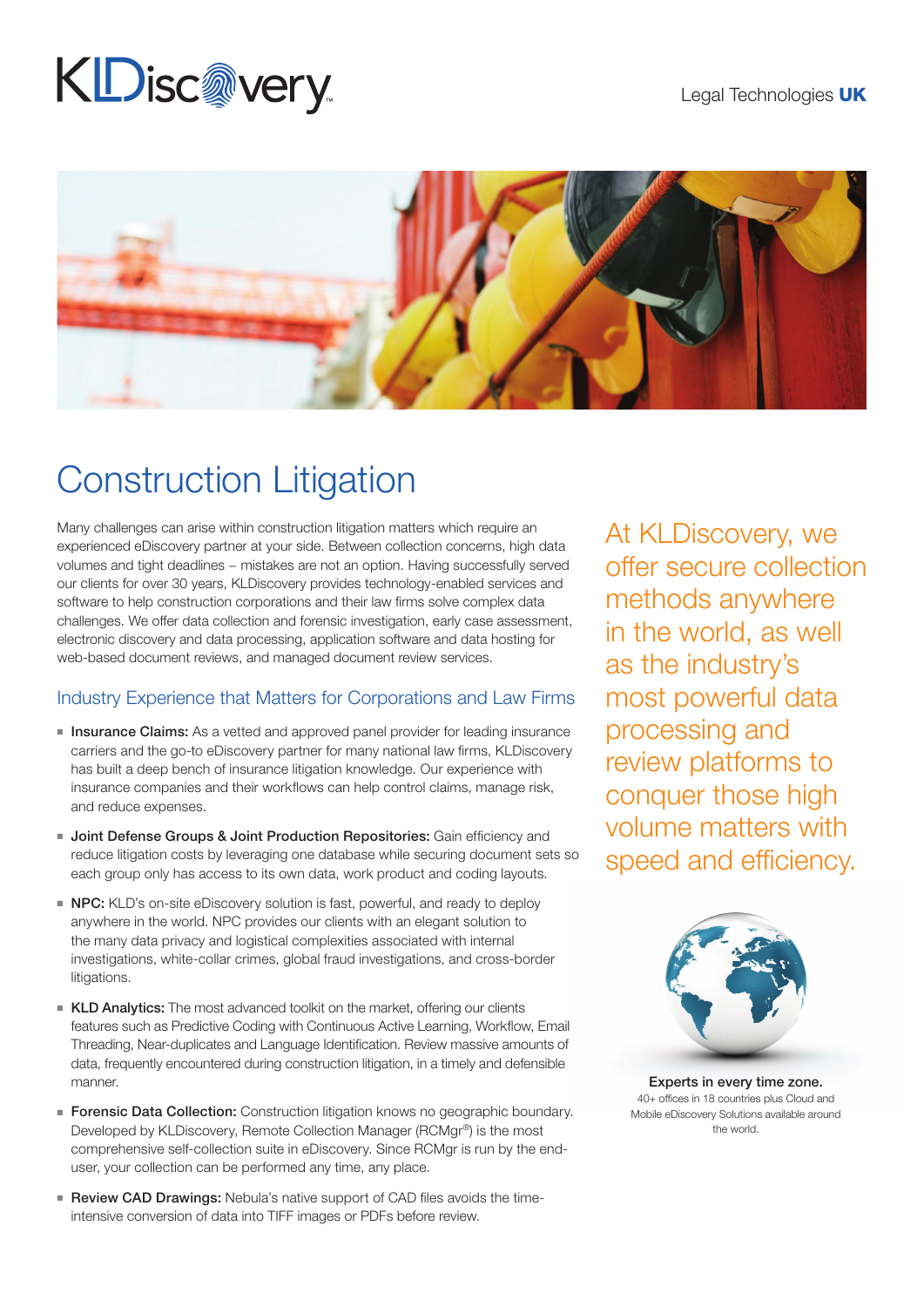KLDiscovery

Legal Technologies **UK**

# Construction Litigation

Many challenges can arise within construction litigation matters which require an experienced eDiscovery partner at your side. Between collection concerns, high data volumes and tight deadlines – mistakes are not an option. Having successfully served our clients for over 30 years, KLDiscovery provides technology-enabled services and software to help construction corporations and their law firms solve complex data challenges. We offer data collection and forensic investigation, early case assessment, electronic discovery and data processing, application software and data hosting for web-based document reviews, and managed document review services.

## Industry Experience that Matters for Corporations and Law Firms

- **Insurance Claims:** As a vetted and approved panel provider for leading insurance carriers and the go-to eDiscovery partner for many national law firms, KLDiscovery has built a deep bench of insurance litigation knowledge. Our experience with insurance companies and their workflows can help control claims, manage risk, and reduce expenses.
- **Joint Defense Groups & Joint Production Repositories:** Gain efficiency and reduce litigation costs by leveraging one database while securing document sets so each group only has access to its own data, work product and coding layouts.
- **NPC:** KLD's on-site eDiscovery solution is fast, powerful, and ready to deploy anywhere in the world. NPC provides our clients with an elegant solution to the many data privacy and logistical complexities associated with internal investigations, white-collar crimes, global fraud investigations, and cross-border litigations.
- **KLD Analytics:** The most advanced toolkit on the market, offering our clients features such as Predictive Coding with Continuous Active Learning, Workflow, Email Threading, Near-duplicates and Language Identification. Review massive amounts of data, frequently encountered during construction litigation, in a timely and defensible manner.
- **Forensic Data Collection:** Construction litigation knows no geographic boundary. Developed by KLDiscovery, Remote Collection Manager (RCMgr®) is the most comprehensive self-collection suite in eDiscovery. Since RCMgr is run by the end-user, your collection can be performed any time, any place.
- **Review CAD Drawings:** Nebula's native support of CAD files avoids the time-intensive conversion of data into TIFF images or PDFs before review.

At KLDiscovery, we offer secure collection methods anywhere in the world, as well as the industry's most powerful data processing and review platforms to conquer those high volume matters with speed and efficiency.

**Experts in every time zone.**
40+ offices in 18 countries plus Cloud and Mobile eDiscovery Solutions available around the world.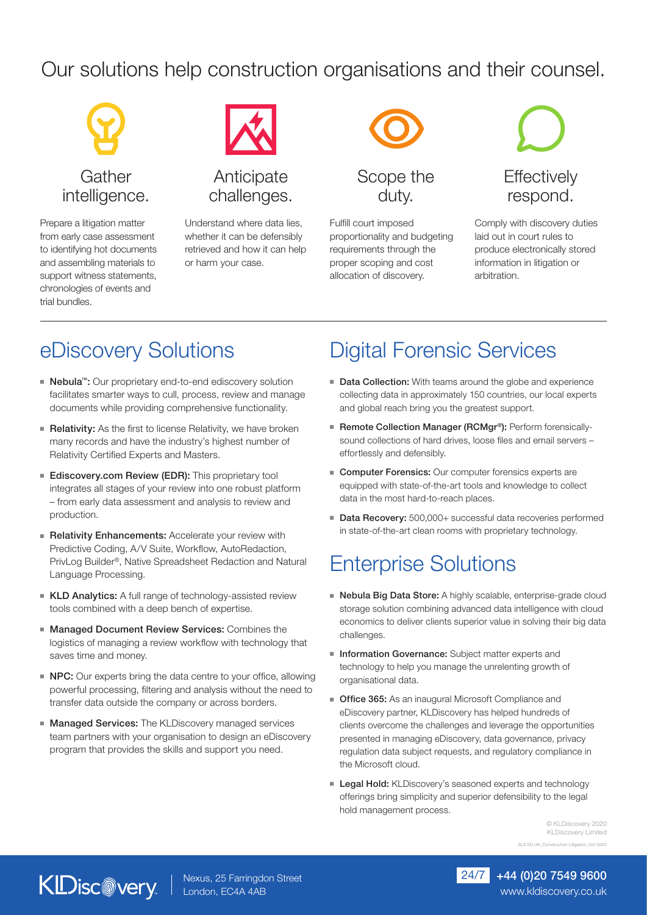# Our solutions help construction organisations and their counsel.

### Gather intelligence.

Prepare a litigation matter from early case assessment to identifying hot documents and assembling materials to support witness statements, chronologies of events and trial bundles.

### Anticipate challenges.

Understand where data lies, whether it can be defensibly retrieved and how it can help or harm your case.

### Scope the duty.

Fulfill court imposed proportionality and budgeting requirements through the proper scoping and cost allocation of discovery.

### Effectively respond.

Comply with discovery duties laid out in court rules to produce electronically stored information in litigation or arbitration.

## eDiscovery Solutions

- **Nebula™:** Our proprietary end-to-end ediscovery solution facilitates smarter ways to cull, process, review and manage documents while providing comprehensive functionality.
- **Relativity:** As the first to license Relativity, we have broken many records and have the industry's highest number of Relativity Certified Experts and Masters.
- **Ediscovery.com Review (EDR):** This proprietary tool integrates all stages of your review into one robust platform – from early data assessment and analysis to review and production.
- **Relativity Enhancements:** Accelerate your review with Predictive Coding, A/V Suite, Workflow, AutoRedaction, PrivLog Builder®, Native Spreadsheet Redaction and Natural Language Processing.
- **KLD Analytics:** A full range of technology-assisted review tools combined with a deep bench of expertise.
- **Managed Document Review Services:** Combines the logistics of managing a review workflow with technology that saves time and money.
- **NPC:** Our experts bring the data centre to your office, allowing powerful processing, filtering and analysis without the need to transfer data outside the company or across borders.
- **Managed Services:** The KLDiscovery managed services team partners with your organisation to design an eDiscovery program that provides the skills and support you need.

## Digital Forensic Services

- **Data Collection:** With teams around the globe and experience collecting data in approximately 150 countries, our local experts and global reach bring you the greatest support.
- **Remote Collection Manager (RCMgr®):** Perform forensically-sound collections of hard drives, loose files and email servers – effortlessly and defensibly.
- **Computer Forensics:** Our computer forensics experts are equipped with state-of-the-art tools and knowledge to collect data in the most hard-to-reach places.
- **Data Recovery:** 500,000+ successful data recoveries performed in state-of-the-art clean rooms with proprietary technology.

## Enterprise Solutions

- **Nebula Big Data Store:** A highly scalable, enterprise-grade cloud storage solution combining advanced data intelligence with cloud economics to deliver clients superior value in solving their big data challenges.
- **Information Governance:** Subject matter experts and technology to help you manage the unrelenting growth of organisational data.
- **Office 365:** As an inaugural Microsoft Compliance and eDiscovery partner, KLDiscovery has helped hundreds of clients overcome the challenges and leverage the opportunities presented in managing eDiscovery, data governance, privacy regulation data subject requests, and regulatory compliance in the Microsoft cloud.
- **Legal Hold:** KLDiscovery's seasoned experts and technology offerings bring simplicity and superior defensibility to the legal hold management process.

© KLDiscovery 2020
KLDiscovery Limited
SLS ED UK_Construction Litigation_Oct 2020

KLDiscovery | Nexus, 25 Farringdon Street
London, EC4A 4AB

24/7 +44 (0)20 7549 9600
www.kldiscovery.co.uk